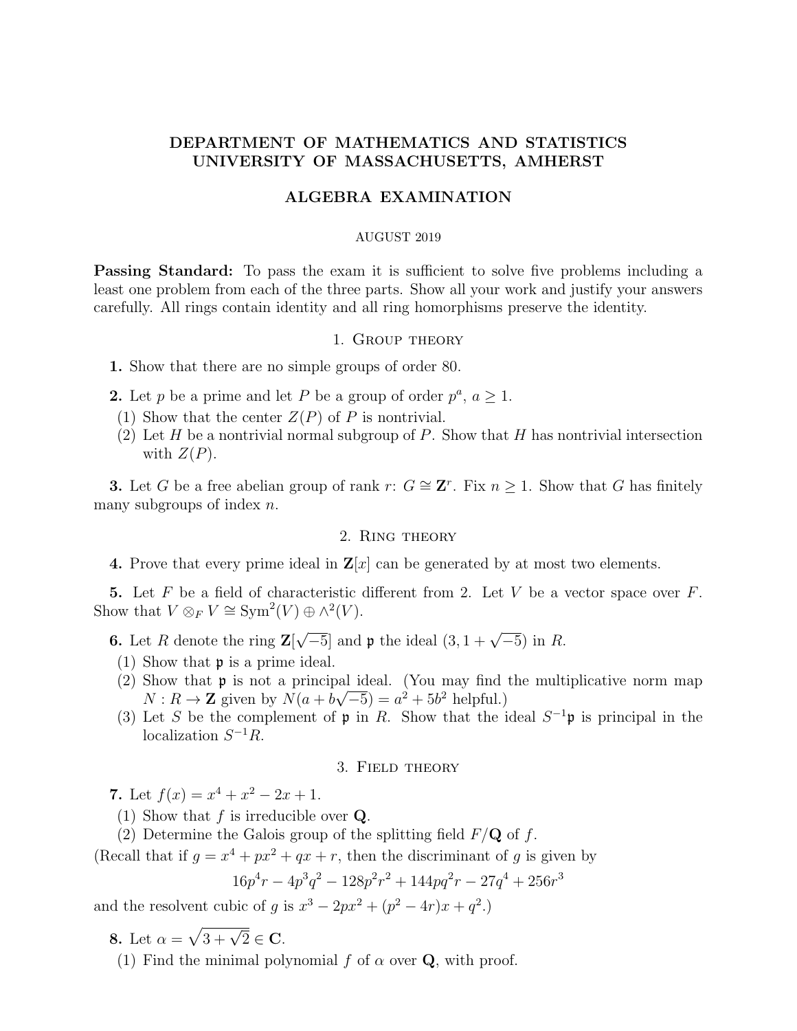# DEPARTMENT OF MATHEMATICS AND STATISTICS
# UNIVERSITY OF MASSACHUSETTS, AMHERST

## ALGEBRA EXAMINATION

AUGUST 2019

**Passing Standard:** To pass the exam it is sufficient to solve five problems including a least one problem from each of the three parts. Show all your work and justify your answers carefully. All rings contain identity and all ring homorphisms preserve the identity.

### 1. Group theory

**1.** Show that there are no simple groups of order 80.

**2.** Let $p$ be a prime and let $P$ be a group of order $p^a$, $a \geq 1$.

(1) Show that the center $Z(P)$ of $P$ is nontrivial.

(2) Let $H$ be a nontrivial normal subgroup of $P$. Show that $H$ has nontrivial intersection with $Z(P)$.

**3.** Let $G$ be a free abelian group of rank $r$: $G \cong \mathbf{Z}^r$. Fix $n \geq 1$. Show that $G$ has finitely many subgroups of index $n$.

### 2. Ring theory

**4.** Prove that every prime ideal in $\mathbf{Z}[x]$ can be generated by at most two elements.

**5.** Let $F$ be a field of characteristic different from 2. Let $V$ be a vector space over $F$. Show that $V \otimes_F V \cong \mathrm{Sym}^2(V) \oplus \wedge^2(V)$.

**6.** Let $R$ denote the ring $\mathbf{Z}[\sqrt{-5}]$ and $\mathfrak{p}$ the ideal $(3, 1 + \sqrt{-5})$ in $R$.

(1) Show that $\mathfrak{p}$ is a prime ideal.

(2) Show that $\mathfrak{p}$ is not a principal ideal. (You may find the multiplicative norm map $N : R \to \mathbf{Z}$ given by $N(a + b\sqrt{-5}) = a^2 + 5b^2$ helpful.)

(3) Let $S$ be the complement of $\mathfrak{p}$ in $R$. Show that the ideal $S^{-1}\mathfrak{p}$ is principal in the localization $S^{-1}R$.

### 3. Field theory

**7.** Let $f(x) = x^4 + x^2 - 2x + 1$.

(1) Show that $f$ is irreducible over $\mathbf{Q}$.

(2) Determine the Galois group of the splitting field $F/\mathbf{Q}$ of $f$.

(Recall that if $g = x^4 + px^2 + qx + r$, then the discriminant of $g$ is given by

$$16p^4r - 4p^3q^2 - 128p^2r^2 + 144pq^2r - 27q^4 + 256r^3$$

and the resolvent cubic of $g$ is $x^3 - 2px^2 + (p^2 - 4r)x + q^2$.)

**8.** Let $\alpha = \sqrt{3 + \sqrt{2}} \in \mathbf{C}$.

(1) Find the minimal polynomial $f$ of $\alpha$ over $\mathbf{Q}$, with proof.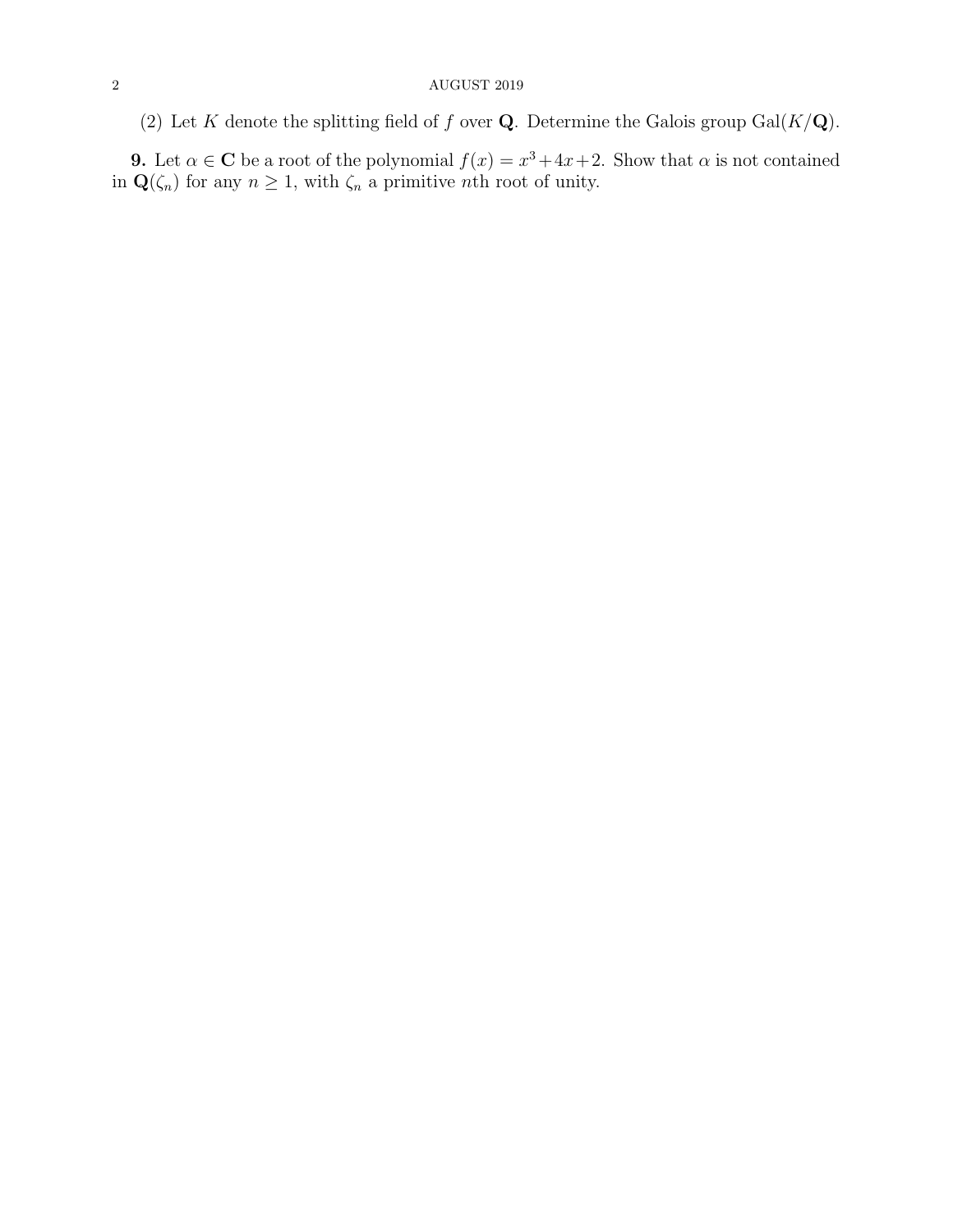(2) Let $K$ denote the splitting field of $f$ over $\mathbf{Q}$. Determine the Galois group $\mathrm{Gal}(K/\mathbf{Q})$.

**9.** Let $\alpha \in \mathbf{C}$ be a root of the polynomial $f(x) = x^3+4x+2$. Show that $\alpha$ is not contained in $\mathbf{Q}(\zeta_n)$ for any $n \geq 1$, with $\zeta_n$ a primitive $n$th root of unity.